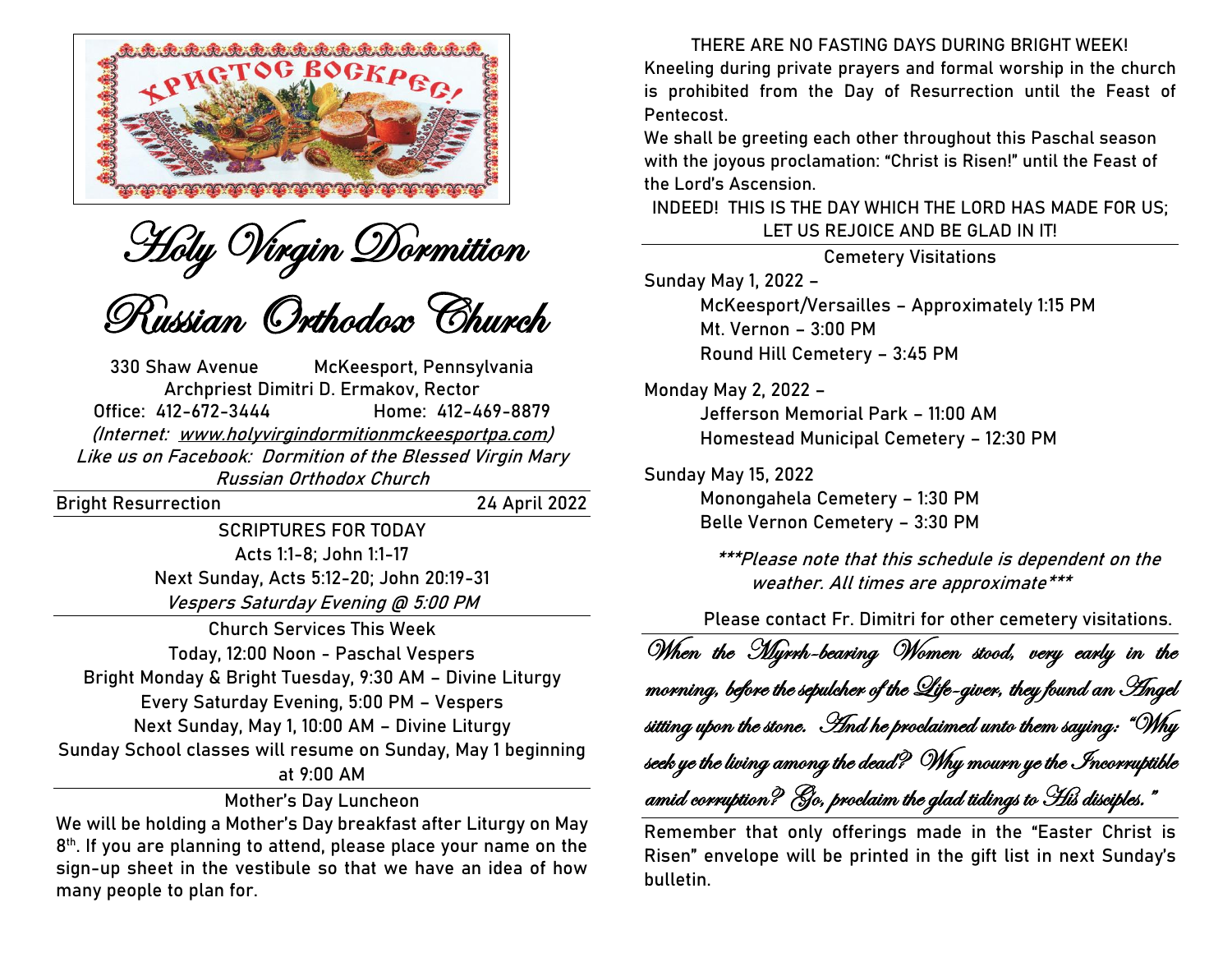# Holy Virgin Dormition Russian Orthodox Church

330 Shaw Avenue McKeesport, Pennsylvania
Archpriest Dimitri D. Ermakov, Rector
Office: 412-672-3444 Home: 412-469-8879
*(Internet: www.holyvirgindormitionmckeesportpa.com)*
*Like us on Facebook: Dormition of the Blessed Virgin Mary Russian Orthodox Church*

**Bright Resurrection** 24 April 2022

## SCRIPTURES FOR TODAY

Acts 1:1-8; John 1:1-17
Next Sunday, Acts 5:12-20; John 20:19-31
*Vespers Saturday Evening @ 5:00 PM*

## Church Services This Week

Today, 12:00 Noon - Paschal Vespers
Bright Monday & Bright Tuesday, 9:30 AM – Divine Liturgy
Every Saturday Evening, 5:00 PM – Vespers
Next Sunday, May 1, 10:00 AM – Divine Liturgy
Sunday School classes will resume on Sunday, May 1 beginning at 9:00 AM

## Mother's Day Luncheon

We will be holding a Mother's Day breakfast after Liturgy on May 8th. If you are planning to attend, please place your name on the sign-up sheet in the vestibule so that we have an idea of how many people to plan for.

THERE ARE NO FASTING DAYS DURING BRIGHT WEEK!

Kneeling during private prayers and formal worship in the church is prohibited from the Day of Resurrection until the Feast of Pentecost.

We shall be greeting each other throughout this Paschal season with the joyous proclamation: "Christ is Risen!" until the Feast of the Lord's Ascension.

INDEED! THIS IS THE DAY WHICH THE LORD HAS MADE FOR US; LET US REJOICE AND BE GLAD IN IT!

## Cemetery Visitations

Sunday May 1, 2022 –
- McKeesport/Versailles – Approximately 1:15 PM
- Mt. Vernon – 3:00 PM
- Round Hill Cemetery – 3:45 PM

Monday May 2, 2022 –
- Jefferson Memorial Park – 11:00 AM
- Homestead Municipal Cemetery – 12:30 PM

Sunday May 15, 2022
- Monongahela Cemetery – 1:30 PM
- Belle Vernon Cemetery – 3:30 PM

****Please note that this schedule is dependent on the weather. All times are approximate****

Please contact Fr. Dimitri for other cemetery visitations.

*When the Myrrh-bearing Women stood, very early in the morning, before the sepulcher of the Life-giver, they found an Angel sitting upon the stone. And he proclaimed unto them saying: "Why seek ye the living among the dead? Why mourn ye the Incorruptible amid corruption? Go, proclaim the glad tidings to His disciples."*

Remember that only offerings made in the "Easter Christ is Risen" envelope will be printed in the gift list in next Sunday's bulletin.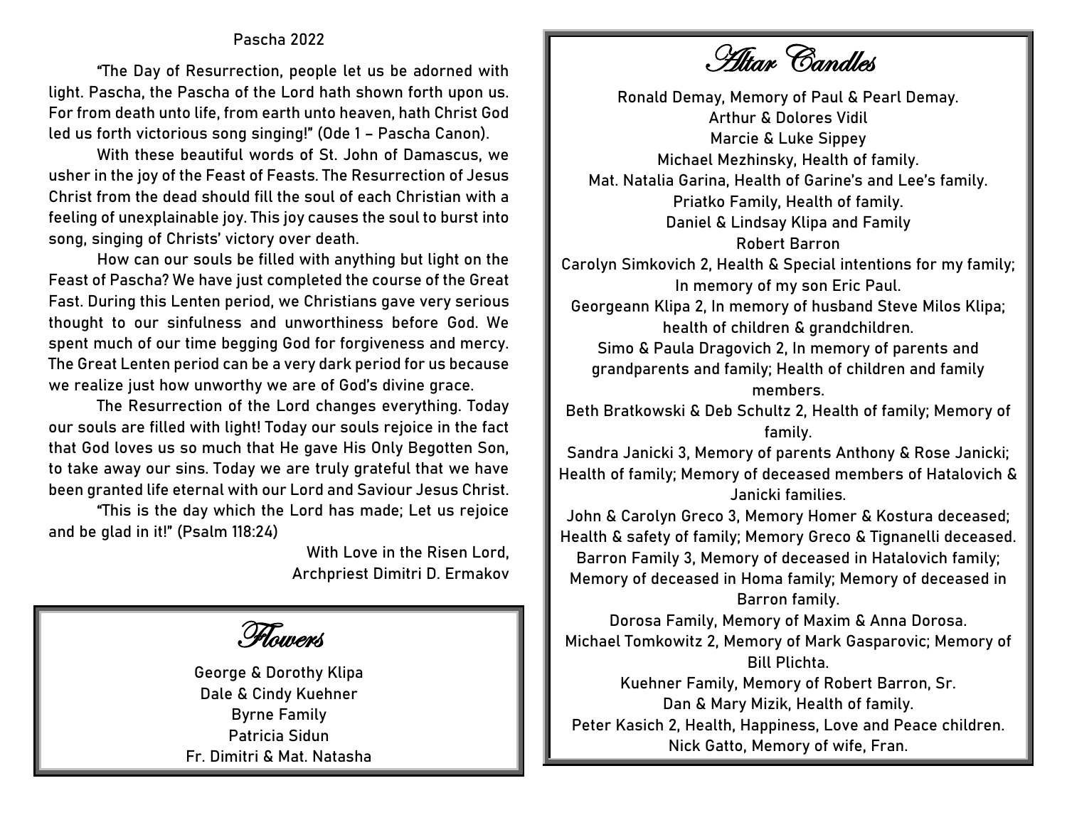## Pascha 2022

"The Day of Resurrection, people let us be adorned with light. Pascha, the Pascha of the Lord hath shown forth upon us. For from death unto life, from earth unto heaven, hath Christ God led us forth victorious song singing!" (Ode 1 – Pascha Canon).

With these beautiful words of St. John of Damascus, we usher in the joy of the Feast of Feasts. The Resurrection of Jesus Christ from the dead should fill the soul of each Christian with a feeling of unexplainable joy. This joy causes the soul to burst into song, singing of Christs' victory over death.

How can our souls be filled with anything but light on the Feast of Pascha? We have just completed the course of the Great Fast. During this Lenten period, we Christians gave very serious thought to our sinfulness and unworthiness before God. We spent much of our time begging God for forgiveness and mercy. The Great Lenten period can be a very dark period for us because we realize just how unworthy we are of God's divine grace.

The Resurrection of the Lord changes everything. Today our souls are filled with light! Today our souls rejoice in the fact that God loves us so much that He gave His Only Begotten Son, to take away our sins. Today we are truly grateful that we have been granted life eternal with our Lord and Saviour Jesus Christ.

"This is the day which the Lord has made; Let us rejoice and be glad in it!" (Psalm 118:24)

With Love in the Risen Lord,
Archpriest Dimitri D. Ermakov

## Flowers

George & Dorothy Klipa
Dale & Cindy Kuehner
Byrne Family
Patricia Sidun
Fr. Dimitri & Mat. Natasha

## Altar Candles

Ronald Demay, Memory of Paul & Pearl Demay.
Arthur & Dolores Vidil
Marcie & Luke Sippey
Michael Mezhinsky, Health of family.
Mat. Natalia Garina, Health of Garine's and Lee's family.
Priatko Family, Health of family.
Daniel & Lindsay Klipa and Family
Robert Barron
Carolyn Simkovich 2, Health & Special intentions for my family; In memory of my son Eric Paul.
Georgeann Klipa 2, In memory of husband Steve Milos Klipa; health of children & grandchildren.
Simo & Paula Dragovich 2, In memory of parents and grandparents and family; Health of children and family members.
Beth Bratkowski & Deb Schultz 2, Health of family; Memory of family.
Sandra Janicki 3, Memory of parents Anthony & Rose Janicki; Health of family; Memory of deceased members of Hatalovich & Janicki families.
John & Carolyn Greco 3, Memory Homer & Kostura deceased; Health & safety of family; Memory Greco & Tignanelli deceased.
Barron Family 3, Memory of deceased in Hatalovich family; Memory of deceased in Homa family; Memory of deceased in Barron family.
Dorosa Family, Memory of Maxim & Anna Dorosa.
Michael Tomkowitz 2, Memory of Mark Gasparovic; Memory of Bill Plichta.
Kuehner Family, Memory of Robert Barron, Sr.
Dan & Mary Mizik, Health of family.
Peter Kasich 2, Health, Happiness, Love and Peace children.
Nick Gatto, Memory of wife, Fran.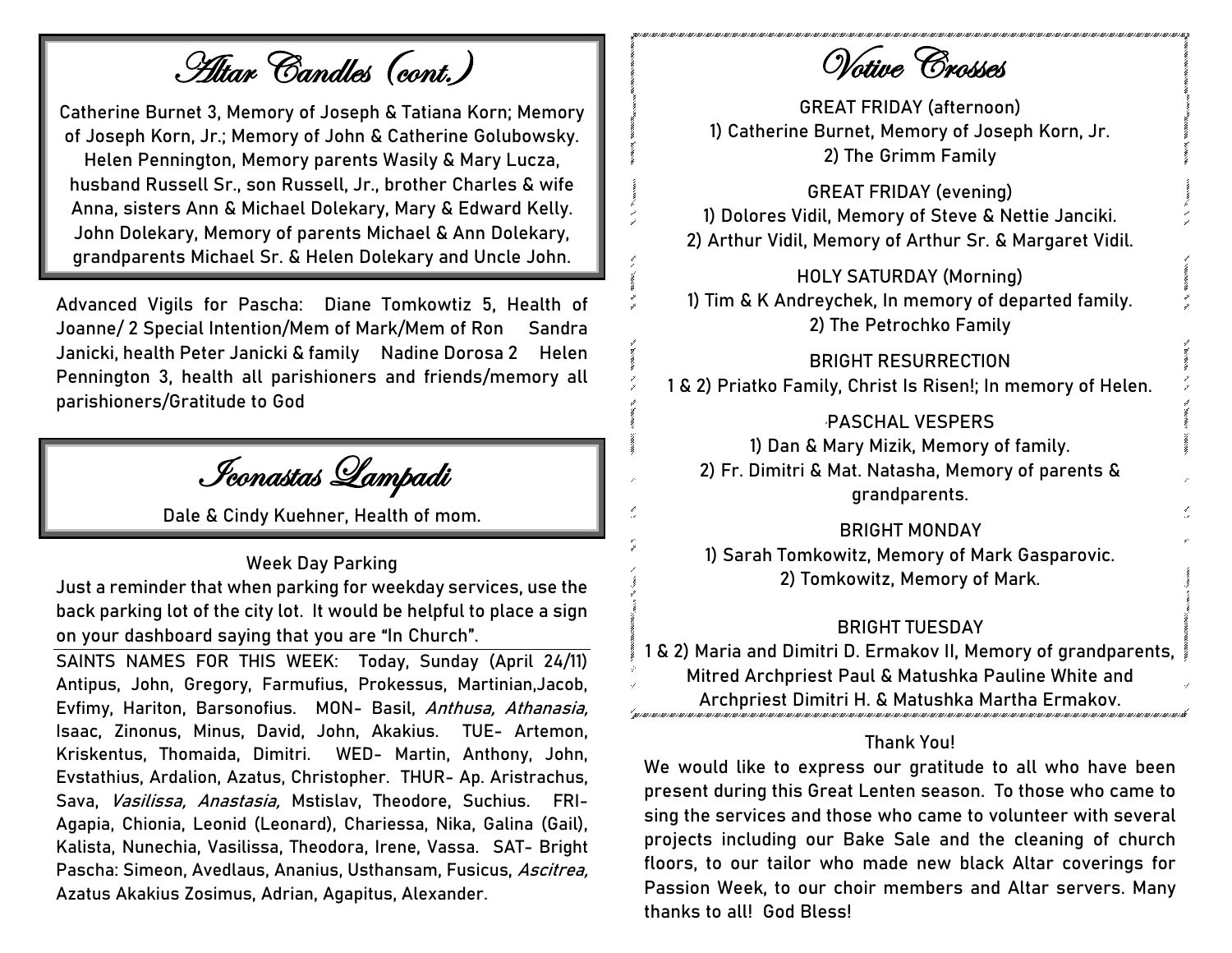## Altar Candles (cont.)

Catherine Burnet 3, Memory of Joseph & Tatiana Korn; Memory of Joseph Korn, Jr.; Memory of John & Catherine Golubowsky. Helen Pennington, Memory parents Wasily & Mary Lucza, husband Russell Sr., son Russell, Jr., brother Charles & wife Anna, sisters Ann & Michael Dolekary, Mary & Edward Kelly. John Dolekary, Memory of parents Michael & Ann Dolekary, grandparents Michael Sr. & Helen Dolekary and Uncle John.

Advanced Vigils for Pascha: Diane Tomkowtiz 5, Health of Joanne/ 2 Special Intention/Mem of Mark/Mem of Ron Sandra Janicki, health Peter Janicki & family Nadine Dorosa 2 Helen Pennington 3, health all parishioners and friends/memory all parishioners/Gratitude to God

## Iconastas Lampadi

Dale & Cindy Kuehner, Health of mom.

### Week Day Parking

Just a reminder that when parking for weekday services, use the back parking lot of the city lot. It would be helpful to place a sign on your dashboard saying that you are "In Church".

SAINTS NAMES FOR THIS WEEK: Today, Sunday (April 24/11) Antipus, John, Gregory, Farmufius, Prokessus, Martinian,Jacob, Evfimy, Hariton, Barsonofius. MON- Basil, *Anthusa, Athanasia,* Isaac, Zinonus, Minus, David, John, Akakius. TUE- Artemon, Kriskentus, Thomaida, Dimitri. WED- Martin, Anthony, John, Evstathius, Ardalion, Azatus, Christopher. THUR- Ap. Aristrachus, Sava, *Vasilissa, Anastasia,* Mstislav, Theodore, Suchius. FRI- Agapia, Chionia, Leonid (Leonard), Chariessa, Nika, Galina (Gail), Kalista, Nunechia, Vasilissa, Theodora, Irene, Vassa. SAT- Bright Pascha: Simeon, Avedlaus, Ananius, Usthansam, Fusicus, *Ascitrea,* Azatus Akakius Zosimus, Adrian, Agapitus, Alexander.

## Votive Crosses

GREAT FRIDAY (afternoon)
1) Catherine Burnet, Memory of Joseph Korn, Jr.
2) The Grimm Family

GREAT FRIDAY (evening)
1) Dolores Vidil, Memory of Steve & Nettie Janciki.
2) Arthur Vidil, Memory of Arthur Sr. & Margaret Vidil.

HOLY SATURDAY (Morning)
1) Tim & K Andreychek, In memory of departed family.
2) The Petrochko Family

BRIGHT RESURRECTION
1 & 2) Priatko Family, Christ Is Risen!; In memory of Helen.

PASCHAL VESPERS
1) Dan & Mary Mizik, Memory of family.
2) Fr. Dimitri & Mat. Natasha, Memory of parents & grandparents.

BRIGHT MONDAY
1) Sarah Tomkowitz, Memory of Mark Gasparovic.
2) Tomkowitz, Memory of Mark.

BRIGHT TUESDAY
1 & 2) Maria and Dimitri D. Ermakov II, Memory of grandparents, Mitred Archpriest Paul & Matushka Pauline White and Archpriest Dimitri H. & Matushka Martha Ermakov.

### Thank You!

We would like to express our gratitude to all who have been present during this Great Lenten season. To those who came to sing the services and those who came to volunteer with several projects including our Bake Sale and the cleaning of church floors, to our tailor who made new black Altar coverings for Passion Week, to our choir members and Altar servers. Many thanks to all! God Bless!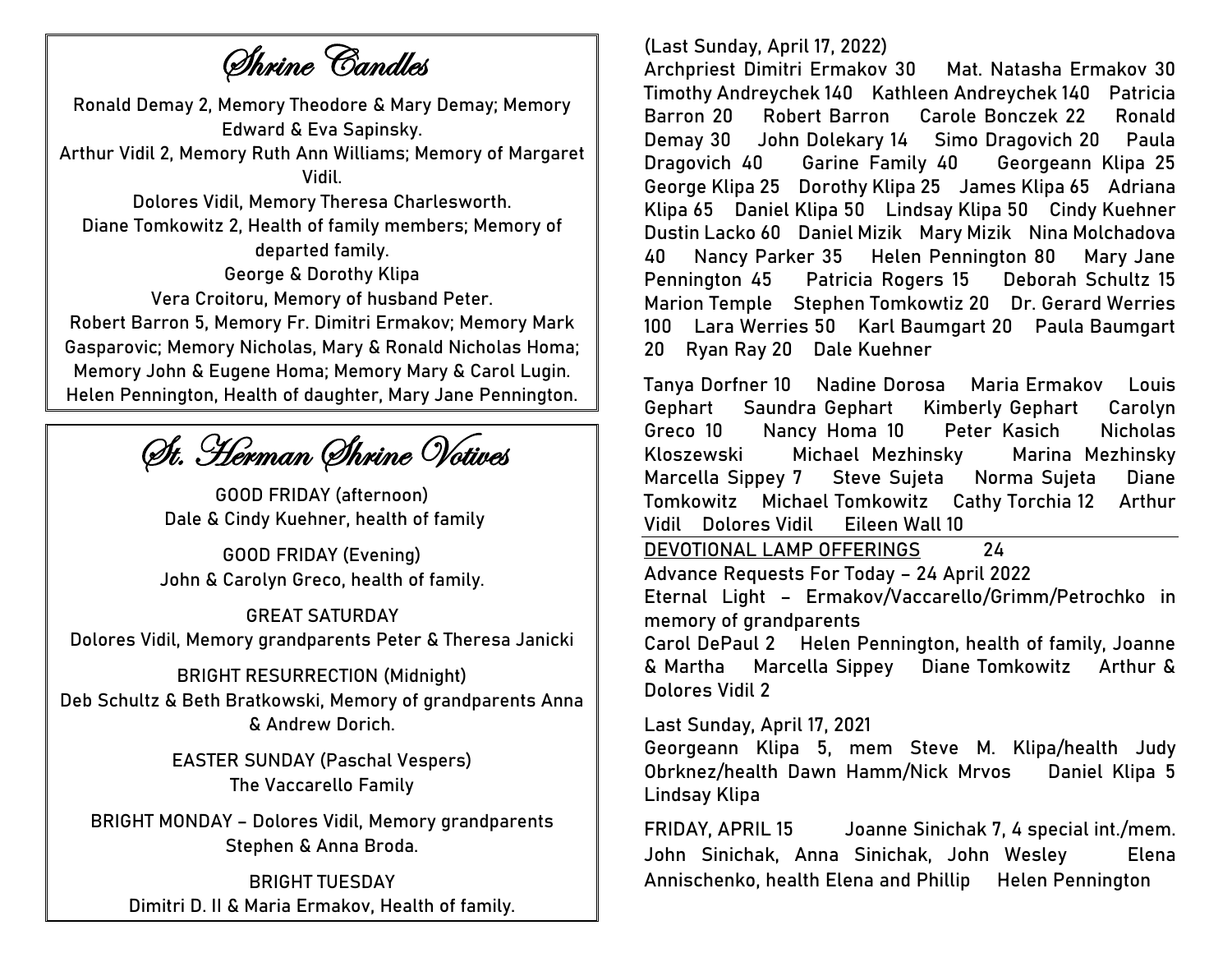## Shrine Candles

Ronald Demay 2, Memory Theodore & Mary Demay; Memory Edward & Eva Sapinsky.
Arthur Vidil 2, Memory Ruth Ann Williams; Memory of Margaret Vidil.
Dolores Vidil, Memory Theresa Charlesworth.
Diane Tomkowitz 2, Health of family members; Memory of departed family.
George & Dorothy Klipa
Vera Croitoru, Memory of husband Peter.
Robert Barron 5, Memory Fr. Dimitri Ermakov; Memory Mark Gasparovic; Memory Nicholas, Mary & Ronald Nicholas Homa; Memory John & Eugene Homa; Memory Mary & Carol Lugin.
Helen Pennington, Health of daughter, Mary Jane Pennington.

## St. Herman Shrine Votives

GOOD FRIDAY (afternoon)
Dale & Cindy Kuehner, health of family

GOOD FRIDAY (Evening)
John & Carolyn Greco, health of family.

GREAT SATURDAY
Dolores Vidil, Memory grandparents Peter & Theresa Janicki

BRIGHT RESURRECTION (Midnight)
Deb Schultz & Beth Bratkowski, Memory of grandparents Anna & Andrew Dorich.

EASTER SUNDAY (Paschal Vespers)
The Vaccarello Family

BRIGHT MONDAY – Dolores Vidil, Memory grandparents Stephen & Anna Broda.

BRIGHT TUESDAY
Dimitri D. II & Maria Ermakov, Health of family.

(Last Sunday, April 17, 2022)
Archpriest Dimitri Ermakov 30 Mat. Natasha Ermakov 30 Timothy Andreychek 140 Kathleen Andreychek 140 Patricia Barron 20 Robert Barron Carole Bonczek 22 Ronald Demay 30 John Dolekary 14 Simo Dragovich 20 Paula Dragovich 40 Garine Family 40 Georgeann Klipa 25 George Klipa 25 Dorothy Klipa 25 James Klipa 65 Adriana Klipa 65 Daniel Klipa 50 Lindsay Klipa 50 Cindy Kuehner Dustin Lacko 60 Daniel Mizik Mary Mizik Nina Molchadova 40 Nancy Parker 35 Helen Pennington 80 Mary Jane Pennington 45 Patricia Rogers 15 Deborah Schultz 15 Marion Temple Stephen Tomkowtiz 20 Dr. Gerard Werries 100 Lara Werries 50 Karl Baumgart 20 Paula Baumgart 20 Ryan Ray 20 Dale Kuehner

Tanya Dorfner 10 Nadine Dorosa Maria Ermakov Louis Gephart Saundra Gephart Kimberly Gephart Carolyn Greco 10 Nancy Homa 10 Peter Kasich Nicholas Kloszewski Michael Mezhinsky Marina Mezhinsky Marcella Sippey 7 Steve Sujeta Norma Sujeta Diane Tomkowitz Michael Tomkowitz Cathy Torchia 12 Arthur Vidil Dolores Vidil Eileen Wall 10

---

DEVOTIONAL LAMP OFFERINGS 24

Advance Requests For Today – 24 April 2022
Eternal Light – Ermakov/Vaccarello/Grimm/Petrochko in memory of grandparents
Carol DePaul 2 Helen Pennington, health of family, Joanne & Martha Marcella Sippey Diane Tomkowitz Arthur & Dolores Vidil 2

Last Sunday, April 17, 2021
Georgeann Klipa 5, mem Steve M. Klipa/health Judy Obrknez/health Dawn Hamm/Nick Mrvos Daniel Klipa 5 Lindsay Klipa

FRIDAY, APRIL 15 Joanne Sinichak 7, 4 special int./mem. John Sinichak, Anna Sinichak, John Wesley Elena Annischenko, health Elena and Phillip Helen Pennington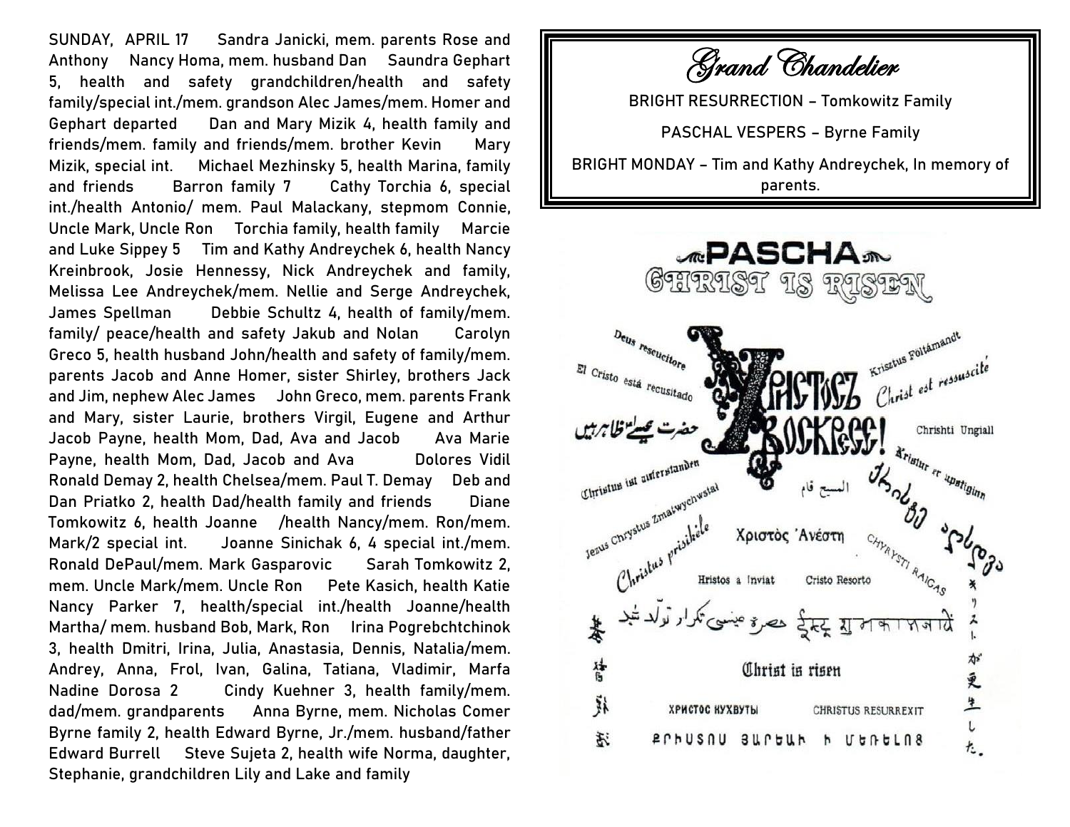SUNDAY, APRIL 17 Sandra Janicki, mem. parents Rose and Anthony Nancy Homa, mem. husband Dan Saundra Gephart 5, health and safety grandchildren/health and safety family/special int./mem. grandson Alec James/mem. Homer and Gephart departed Dan and Mary Mizik 4, health family and friends/mem. family and friends/mem. brother Kevin Mary Mizik, special int. Michael Mezhinsky 5, health Marina, family and friends Barron family 7 Cathy Torchia 6, special int./health Antonio/ mem. Paul Malackany, stepmom Connie, Uncle Mark, Uncle Ron Torchia family, health family Marcie and Luke Sippey 5 Tim and Kathy Andreychek 6, health Nancy Kreinbrook, Josie Hennessy, Nick Andreychek and family, Melissa Lee Andreychek/mem. Nellie and Serge Andreychek, James Spellman Debbie Schultz 4, health of family/mem. family/ peace/health and safety Jakub and Nolan Carolyn Greco 5, health husband John/health and safety of family/mem. parents Jacob and Anne Homer, sister Shirley, brothers Jack and Jim, nephew Alec James John Greco, mem. parents Frank and Mary, sister Laurie, brothers Virgil, Eugene and Arthur Jacob Payne, health Mom, Dad, Ava and Jacob Ava Marie Payne, health Mom, Dad, Jacob and Ava Dolores Vidil Ronald Demay 2, health Chelsea/mem. Paul T. Demay Deb and Dan Priatko 2, health Dad/health family and friends Diane Tomkowitz 6, health Joanne /health Nancy/mem. Ron/mem. Mark/2 special int. Joanne Sinichak 6, 4 special int./mem. Ronald DePaul/mem. Mark Gasparovic Sarah Tomkowitz 2, mem. Uncle Mark/mem. Uncle Ron Pete Kasich, health Katie Nancy Parker 7, health/special int./health Joanne/health Martha/ mem. husband Bob, Mark, Ron Irina Pogrebchtchinok 3, health Dmitri, Irina, Julia, Anastasia, Dennis, Natalia/mem. Andrey, Anna, Frol, Ivan, Galina, Tatiana, Vladimir, Marfa Nadine Dorosa 2 Cindy Kuehner 3, health family/mem. dad/mem. grandparents Anna Byrne, mem. Nicholas Comer Byrne family 2, health Edward Byrne, Jr./mem. husband/father Edward Burrell Steve Sujeta 2, health wife Norma, daughter, Stephanie, grandchildren Lily and Lake and family

## *Grand Chandelier*

BRIGHT RESURRECTION – Tomkowitz Family

PASCHAL VESPERS – Byrne Family

BRIGHT MONDAY – Tim and Kathy Andreychek, In memory of parents.

# PASCHA

CHRIST IS RISEN

ХРИСТОСЪ ВОСКРЕСЕ!

Deus resucitore

El Cristo está recusitado

Krisztus Feltámandt

Christ est ressuscité

Chrishti Ungiall

Christus ist auferstanden

Kristur er upstiginn

المسيح قام

Jezus Chrystus Zmartwychwstał

Christus prisikėle

Χριστὸς Ἀνέστη

CHRYSTI RAICAS

Hristos a Inviat

Cristo Resorto

Christ is risen

ХРИСТОС НУХВУТЫ

CHRISTUS RESURREXIT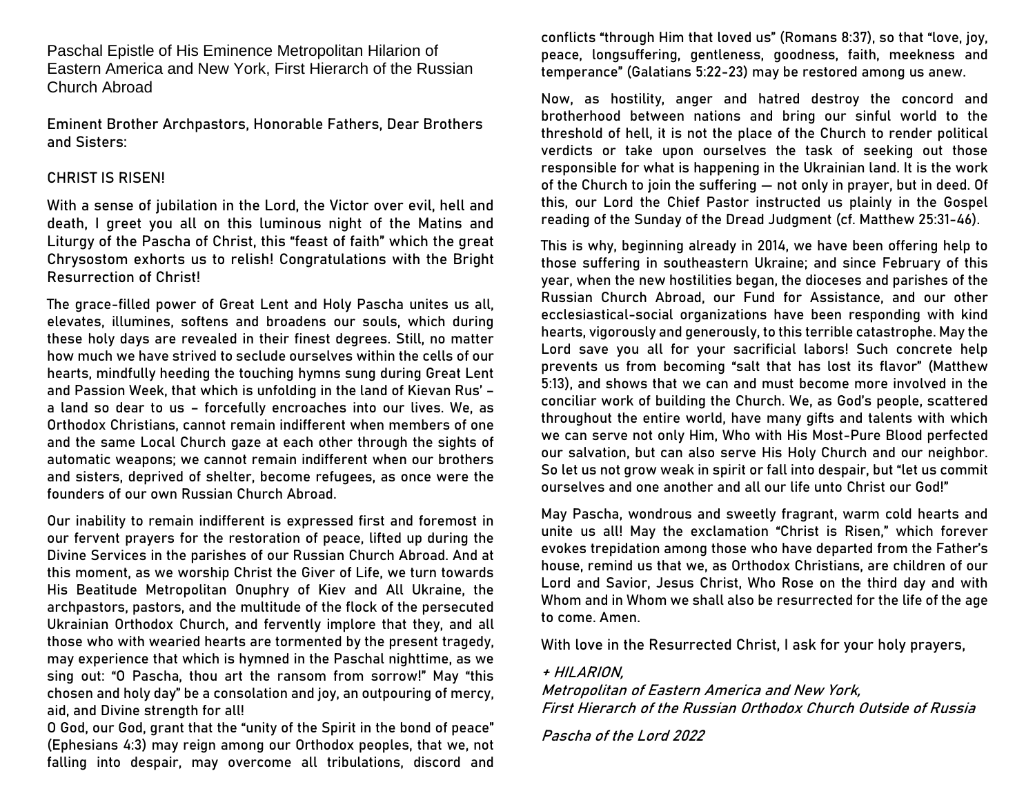Paschal Epistle of His Eminence Metropolitan Hilarion of Eastern America and New York, First Hierarch of the Russian Church Abroad

Eminent Brother Archpastors, Honorable Fathers, Dear Brothers and Sisters:

CHRIST IS RISEN!

With a sense of jubilation in the Lord, the Victor over evil, hell and death, I greet you all on this luminous night of the Matins and Liturgy of the Pascha of Christ, this "feast of faith" which the great Chrysostom exhorts us to relish! Congratulations with the Bright Resurrection of Christ!

The grace-filled power of Great Lent and Holy Pascha unites us all, elevates, illumines, softens and broadens our souls, which during these holy days are revealed in their finest degrees. Still, no matter how much we have strived to seclude ourselves within the cells of our hearts, mindfully heeding the touching hymns sung during Great Lent and Passion Week, that which is unfolding in the land of Kievan Rus' – a land so dear to us – forcefully encroaches into our lives. We, as Orthodox Christians, cannot remain indifferent when members of one and the same Local Church gaze at each other through the sights of automatic weapons; we cannot remain indifferent when our brothers and sisters, deprived of shelter, become refugees, as once were the founders of our own Russian Church Abroad.

Our inability to remain indifferent is expressed first and foremost in our fervent prayers for the restoration of peace, lifted up during the Divine Services in the parishes of our Russian Church Abroad. And at this moment, as we worship Christ the Giver of Life, we turn towards His Beatitude Metropolitan Onuphry of Kiev and All Ukraine, the archpastors, pastors, and the multitude of the flock of the persecuted Ukrainian Orthodox Church, and fervently implore that they, and all those who with wearied hearts are tormented by the present tragedy, may experience that which is hymned in the Paschal nighttime, as we sing out: "O Pascha, thou art the ransom from sorrow!" May "this chosen and holy day" be a consolation and joy, an outpouring of mercy, aid, and Divine strength for all!

O God, our God, grant that the "unity of the Spirit in the bond of peace" (Ephesians 4:3) may reign among our Orthodox peoples, that we, not falling into despair, may overcome all tribulations, discord and conflicts "through Him that loved us" (Romans 8:37), so that "love, joy, peace, longsuffering, gentleness, goodness, faith, meekness and temperance" (Galatians 5:22-23) may be restored among us anew.

Now, as hostility, anger and hatred destroy the concord and brotherhood between nations and bring our sinful world to the threshold of hell, it is not the place of the Church to render political verdicts or take upon ourselves the task of seeking out those responsible for what is happening in the Ukrainian land. It is the work of the Church to join the suffering — not only in prayer, but in deed. Of this, our Lord the Chief Pastor instructed us plainly in the Gospel reading of the Sunday of the Dread Judgment (cf. Matthew 25:31-46).

This is why, beginning already in 2014, we have been offering help to those suffering in southeastern Ukraine; and since February of this year, when the new hostilities began, the dioceses and parishes of the Russian Church Abroad, our Fund for Assistance, and our other ecclesiastical-social organizations have been responding with kind hearts, vigorously and generously, to this terrible catastrophe. May the Lord save you all for your sacrificial labors! Such concrete help prevents us from becoming "salt that has lost its flavor" (Matthew 5:13), and shows that we can and must become more involved in the conciliar work of building the Church. We, as God's people, scattered throughout the entire world, have many gifts and talents with which we can serve not only Him, Who with His Most-Pure Blood perfected our salvation, but can also serve His Holy Church and our neighbor. So let us not grow weak in spirit or fall into despair, but "let us commit ourselves and one another and all our life unto Christ our God!"

May Pascha, wondrous and sweetly fragrant, warm cold hearts and unite us all! May the exclamation "Christ is Risen," which forever evokes trepidation among those who have departed from the Father's house, remind us that we, as Orthodox Christians, are children of our Lord and Savior, Jesus Christ, Who Rose on the third day and with Whom and in Whom we shall also be resurrected for the life of the age to come. Amen.

With love in the Resurrected Christ, I ask for your holy prayers,

*+ HILARION,*
*Metropolitan of Eastern America and New York,*
*First Hierarch of the Russian Orthodox Church Outside of Russia*

*Pascha of the Lord 2022*